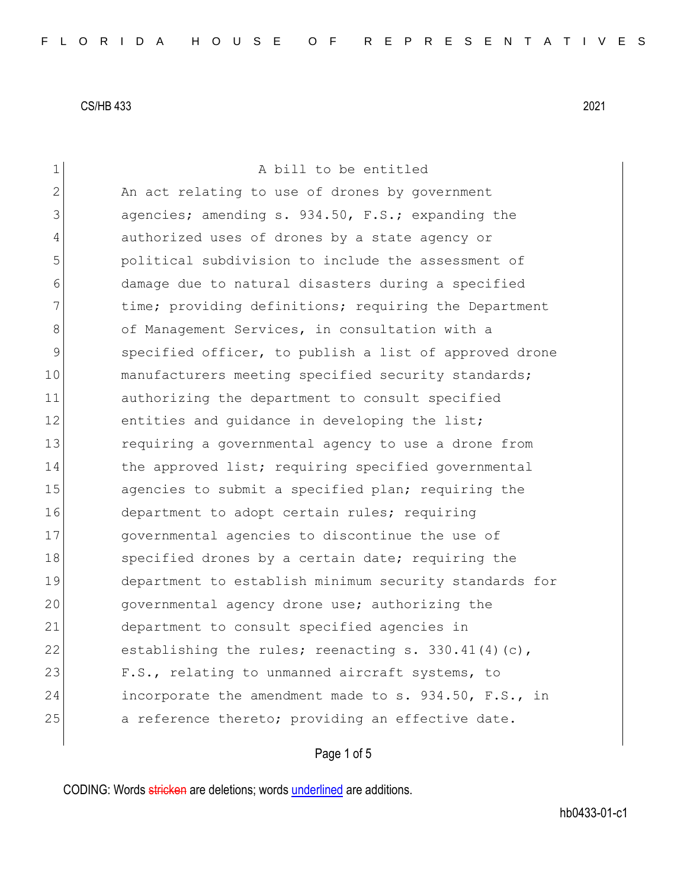CS/HB 433 2021

A bill to be entitled

An act relating to use of drones by government agencies; amending s. 934.50, F.S.; expanding the authorized uses of drones by a state agency or political subdivision to include the assessment of damage due to natural disasters during a specified time; providing definitions; requiring the Department of Management Services, in consultation with a specified officer, to publish a list of approved drone manufacturers meeting specified security standards; authorizing the department to consult specified entities and guidance in developing the list; requiring a governmental agency to use a drone from the approved list; requiring specified governmental agencies to submit a specified plan; requiring the department to adopt certain rules; requiring governmental agencies to discontinue the use of specified drones by a certain date; requiring the department to establish minimum security standards for governmental agency drone use; authorizing the department to consult specified agencies in establishing the rules; reenacting s. 330.41(4)(c), F.S., relating to unmanned aircraft systems, to incorporate the amendment made to s. 934.50, F.S., in a reference thereto; providing an effective date.

CODING: Words stricken are deletions; words underlined are additions.

hb0433-01-c1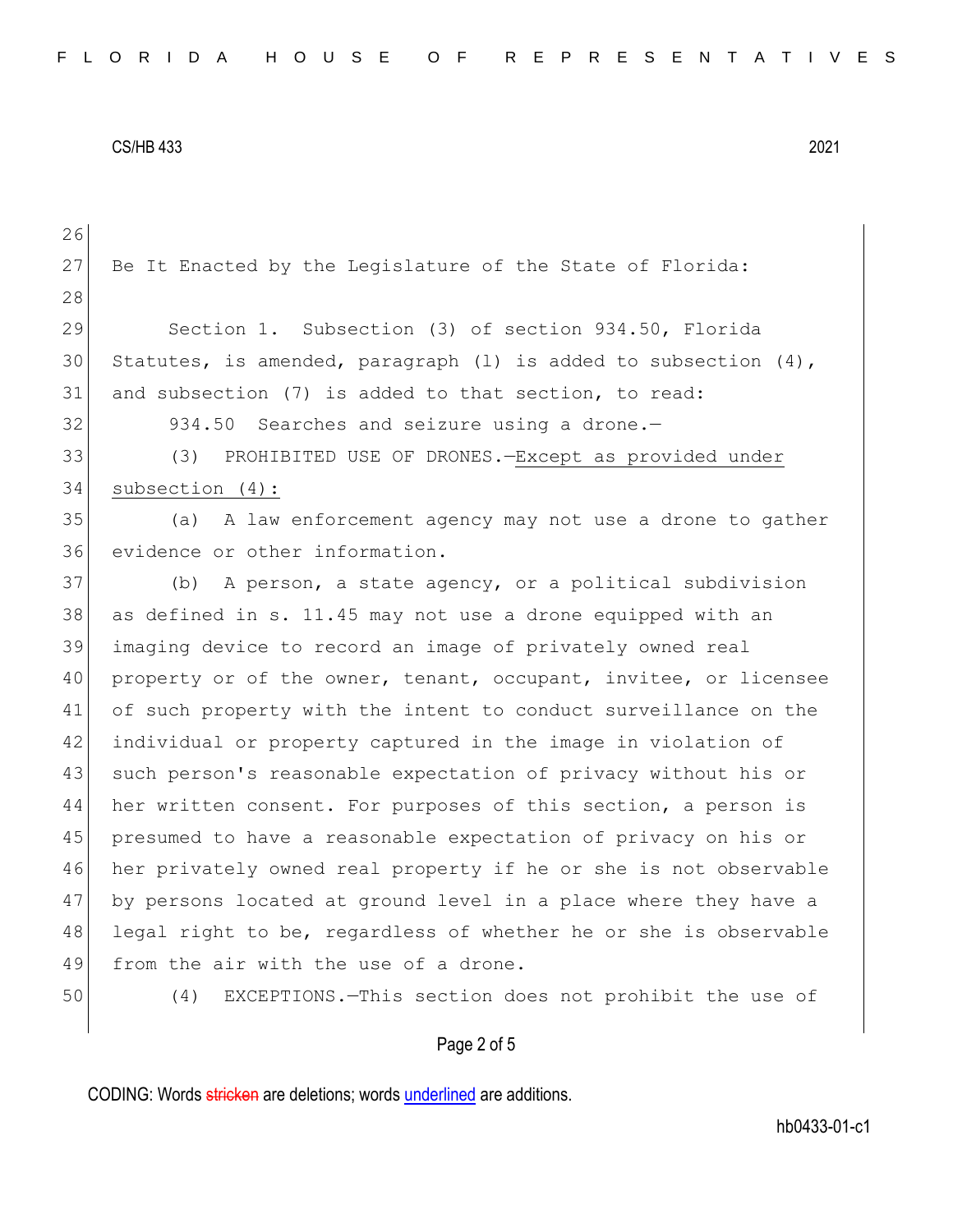Be It Enacted by the Legislature of the State of Florida:

Section 1. Subsection (3) of section 934.50, Florida Statutes, is amended, paragraph (l) is added to subsection (4), and subsection (7) is added to that section, to read:

934.50 Searches and seizure using a drone.—

(3) PROHIBITED USE OF DRONES.—Except as provided under subsection (4):

(a) A law enforcement agency may not use a drone to gather evidence or other information.

(b) A person, a state agency, or a political subdivision as defined in s. 11.45 may not use a drone equipped with an imaging device to record an image of privately owned real property or of the owner, tenant, occupant, invitee, or licensee of such property with the intent to conduct surveillance on the individual or property captured in the image in violation of such person's reasonable expectation of privacy without his or her written consent. For purposes of this section, a person is presumed to have a reasonable expectation of privacy on his or her privately owned real property if he or she is not observable by persons located at ground level in a place where they have a legal right to be, regardless of whether he or she is observable from the air with the use of a drone.

(4) EXCEPTIONS.—This section does not prohibit the use of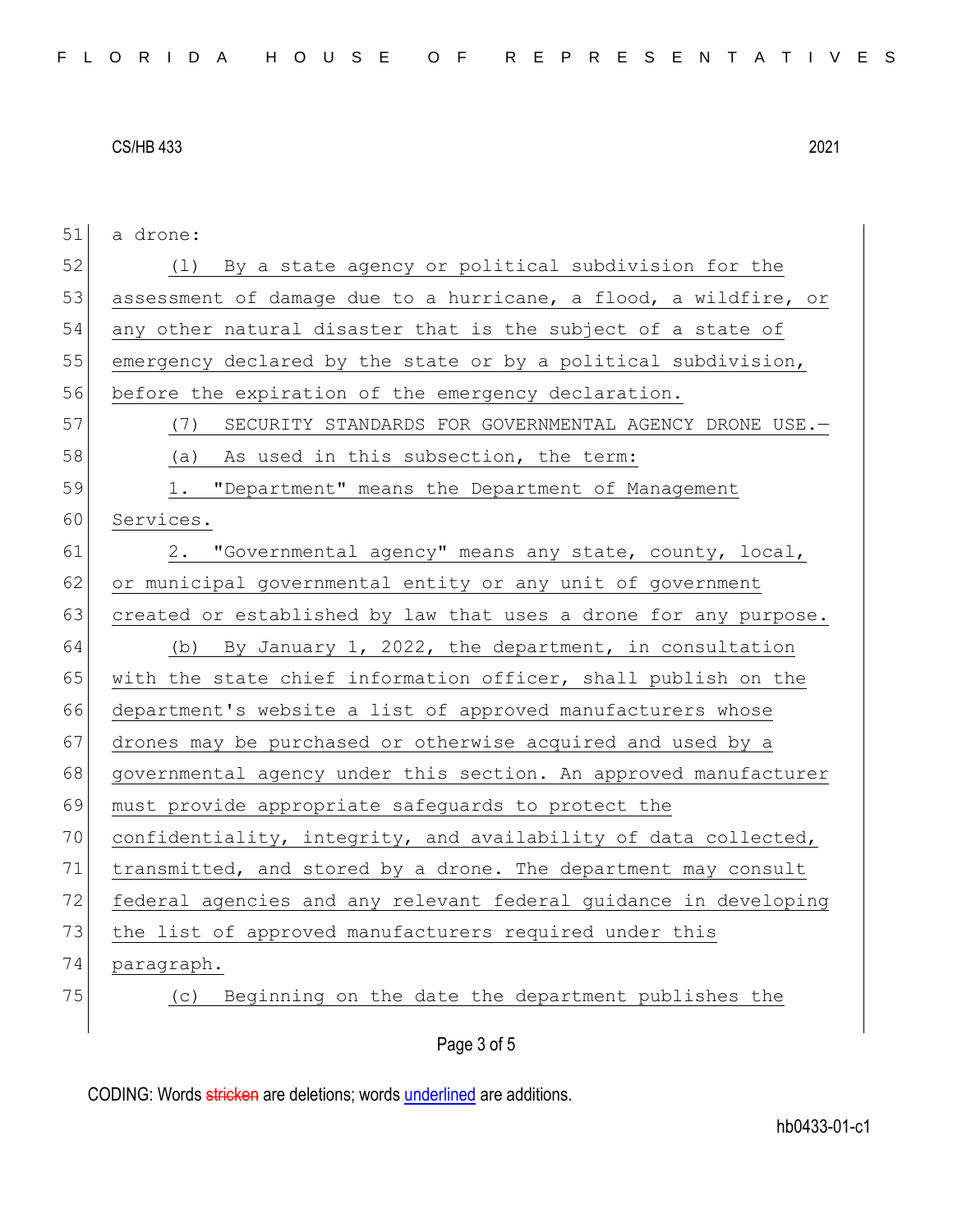a drone:

(l) By a state agency or political subdivision for the assessment of damage due to a hurricane, a flood, a wildfire, or any other natural disaster that is the subject of a state of emergency declared by the state or by a political subdivision, before the expiration of the emergency declaration.

(7) SECURITY STANDARDS FOR GOVERNMENTAL AGENCY DRONE USE.—

(a) As used in this subsection, the term:

1. "Department" means the Department of Management Services.

2. "Governmental agency" means any state, county, local, or municipal governmental entity or any unit of government created or established by law that uses a drone for any purpose.

(b) By January 1, 2022, the department, in consultation with the state chief information officer, shall publish on the department's website a list of approved manufacturers whose drones may be purchased or otherwise acquired and used by a governmental agency under this section. An approved manufacturer must provide appropriate safeguards to protect the confidentiality, integrity, and availability of data collected, transmitted, and stored by a drone. The department may consult federal agencies and any relevant federal guidance in developing the list of approved manufacturers required under this paragraph.

(c) Beginning on the date the department publishes the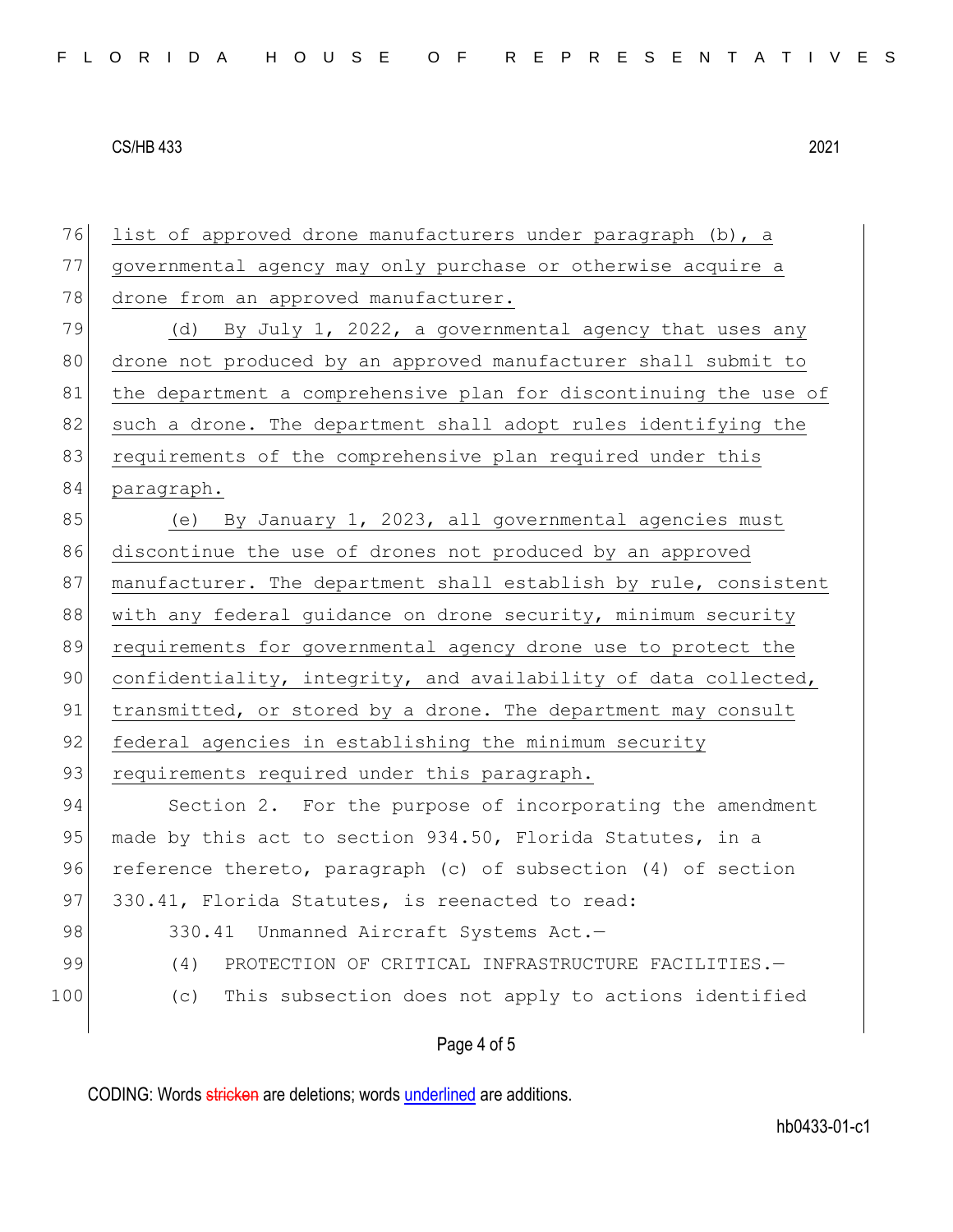list of approved drone manufacturers under paragraph (b), a governmental agency may only purchase or otherwise acquire a drone from an approved manufacturer.

(d) By July 1, 2022, a governmental agency that uses any drone not produced by an approved manufacturer shall submit to the department a comprehensive plan for discontinuing the use of such a drone. The department shall adopt rules identifying the requirements of the comprehensive plan required under this paragraph.

(e) By January 1, 2023, all governmental agencies must discontinue the use of drones not produced by an approved manufacturer. The department shall establish by rule, consistent with any federal guidance on drone security, minimum security requirements for governmental agency drone use to protect the confidentiality, integrity, and availability of data collected, transmitted, or stored by a drone. The department may consult federal agencies in establishing the minimum security requirements required under this paragraph.

Section 2. For the purpose of incorporating the amendment made by this act to section 934.50, Florida Statutes, in a reference thereto, paragraph (c) of subsection (4) of section 330.41, Florida Statutes, is reenacted to read:

330.41 Unmanned Aircraft Systems Act.—

(4) PROTECTION OF CRITICAL INFRASTRUCTURE FACILITIES.—

(c) This subsection does not apply to actions identified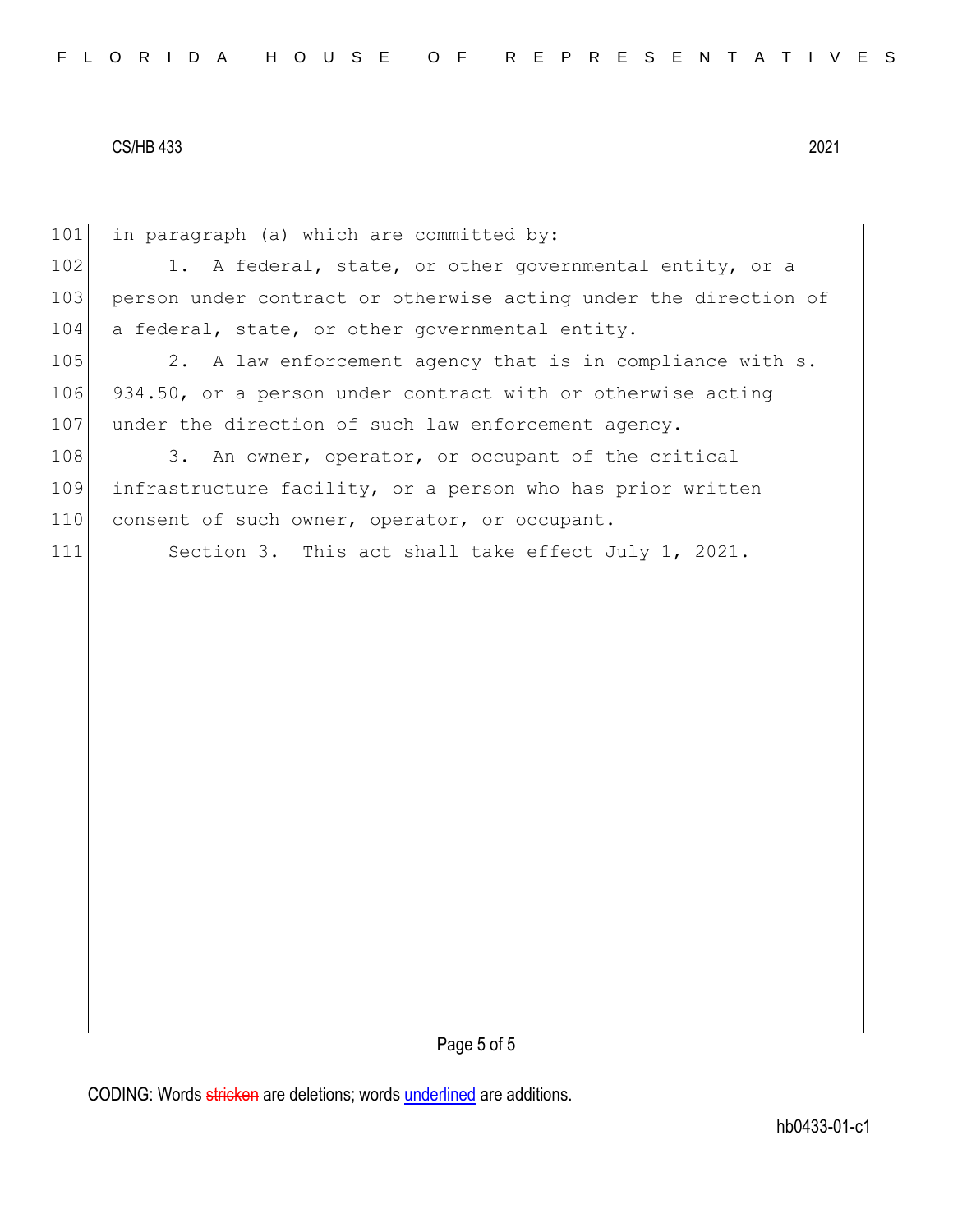in paragraph (a) which are committed by:

1. A federal, state, or other governmental entity, or a person under contract or otherwise acting under the direction of a federal, state, or other governmental entity.

2. A law enforcement agency that is in compliance with s. 934.50, or a person under contract with or otherwise acting under the direction of such law enforcement agency.

3. An owner, operator, or occupant of the critical infrastructure facility, or a person who has prior written consent of such owner, operator, or occupant.

Section 3. This act shall take effect July 1, 2021.